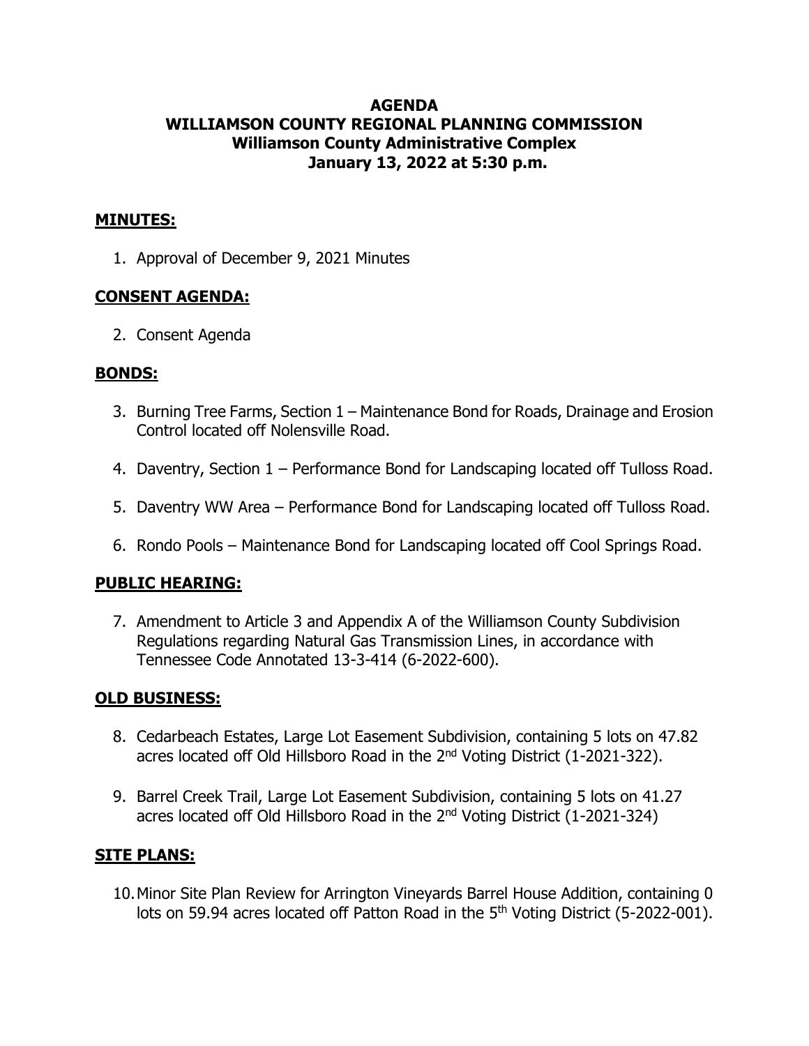# AGENDA
# WILLIAMSON COUNTY REGIONAL PLANNING COMMISSION
## Williamson County Administrative Complex
## January 13, 2022 at 5:30 p.m.

## MINUTES:

1. Approval of December 9, 2021 Minutes

## CONSENT AGENDA:

2. Consent Agenda

## BONDS:

3. Burning Tree Farms, Section 1 – Maintenance Bond for Roads, Drainage and Erosion Control located off Nolensville Road.
4. Daventry, Section 1 – Performance Bond for Landscaping located off Tulloss Road.
5. Daventry WW Area – Performance Bond for Landscaping located off Tulloss Road.
6. Rondo Pools – Maintenance Bond for Landscaping located off Cool Springs Road.

## PUBLIC HEARING:

7. Amendment to Article 3 and Appendix A of the Williamson County Subdivision Regulations regarding Natural Gas Transmission Lines, in accordance with Tennessee Code Annotated 13-3-414 (6-2022-600).

## OLD BUSINESS:

8. Cedarbeach Estates, Large Lot Easement Subdivision, containing 5 lots on 47.82 acres located off Old Hillsboro Road in the 2nd Voting District (1-2021-322).
9. Barrel Creek Trail, Large Lot Easement Subdivision, containing 5 lots on 41.27 acres located off Old Hillsboro Road in the 2nd Voting District (1-2021-324)

## SITE PLANS:

10. Minor Site Plan Review for Arrington Vineyards Barrel House Addition, containing 0 lots on 59.94 acres located off Patton Road in the 5th Voting District (5-2022-001).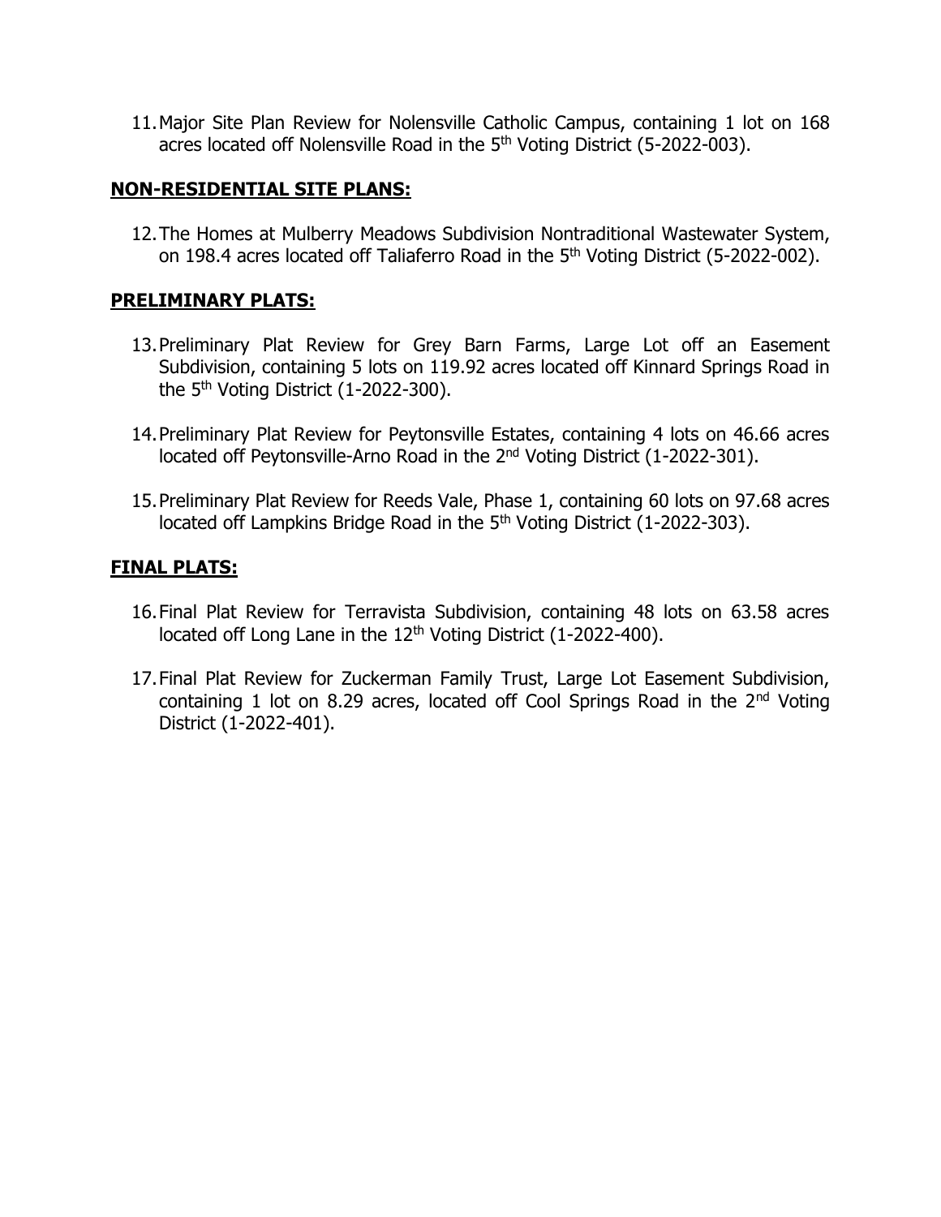11. Major Site Plan Review for Nolensville Catholic Campus, containing 1 lot on 168 acres located off Nolensville Road in the 5th Voting District (5-2022-003).

**NON-RESIDENTIAL SITE PLANS:**

12. The Homes at Mulberry Meadows Subdivision Nontraditional Wastewater System, on 198.4 acres located off Taliaferro Road in the 5th Voting District (5-2022-002).

**PRELIMINARY PLATS:**

13. Preliminary Plat Review for Grey Barn Farms, Large Lot off an Easement Subdivision, containing 5 lots on 119.92 acres located off Kinnard Springs Road in the 5th Voting District (1-2022-300).

14. Preliminary Plat Review for Peytonsville Estates, containing 4 lots on 46.66 acres located off Peytonsville-Arno Road in the 2nd Voting District (1-2022-301).

15. Preliminary Plat Review for Reeds Vale, Phase 1, containing 60 lots on 97.68 acres located off Lampkins Bridge Road in the 5th Voting District (1-2022-303).

**FINAL PLATS:**

16. Final Plat Review for Terravista Subdivision, containing 48 lots on 63.58 acres located off Long Lane in the 12th Voting District (1-2022-400).

17. Final Plat Review for Zuckerman Family Trust, Large Lot Easement Subdivision, containing 1 lot on 8.29 acres, located off Cool Springs Road in the 2nd Voting District (1-2022-401).